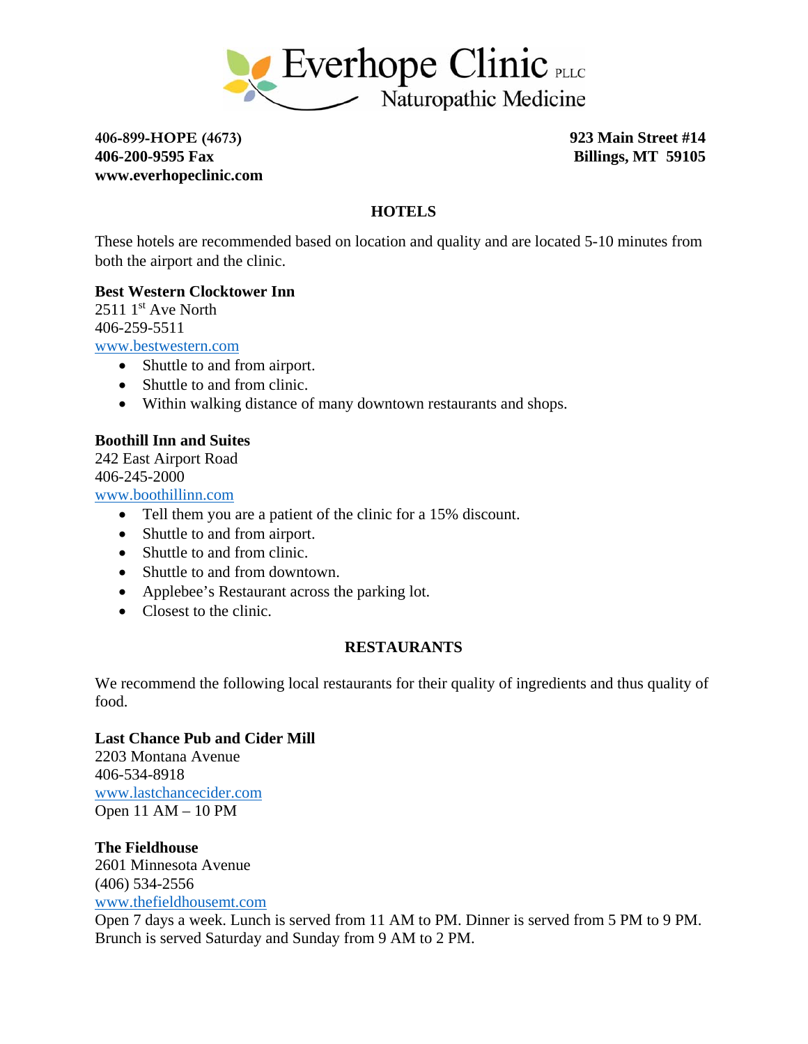# Everhope Clinic PLLC
## Naturopathic Medicine

**406-899-HOPE (4673)**
**406-200-9595 Fax**
**www.everhopeclinic.com**

**923 Main Street #14**
**Billings, MT 59105**

## HOTELS

These hotels are recommended based on location and quality and are located 5-10 minutes from both the airport and the clinic.

**Best Western Clocktower Inn**
2511 1st Ave North
406-259-5511
www.bestwestern.com

- Shuttle to and from airport.
- Shuttle to and from clinic.
- Within walking distance of many downtown restaurants and shops.

**Boothill Inn and Suites**
242 East Airport Road
406-245-2000
www.boothillinn.com

- Tell them you are a patient of the clinic for a 15% discount.
- Shuttle to and from airport.
- Shuttle to and from clinic.
- Shuttle to and from downtown.
- Applebee's Restaurant across the parking lot.
- Closest to the clinic.

## RESTAURANTS

We recommend the following local restaurants for their quality of ingredients and thus quality of food.

**Last Chance Pub and Cider Mill**
2203 Montana Avenue
406-534-8918
www.lastchancecider.com
Open 11 AM – 10 PM

**The Fieldhouse**
2601 Minnesota Avenue
(406) 534-2556
www.thefieldhousemt.com
Open 7 days a week. Lunch is served from 11 AM to PM. Dinner is served from 5 PM to 9 PM. Brunch is served Saturday and Sunday from 9 AM to 2 PM.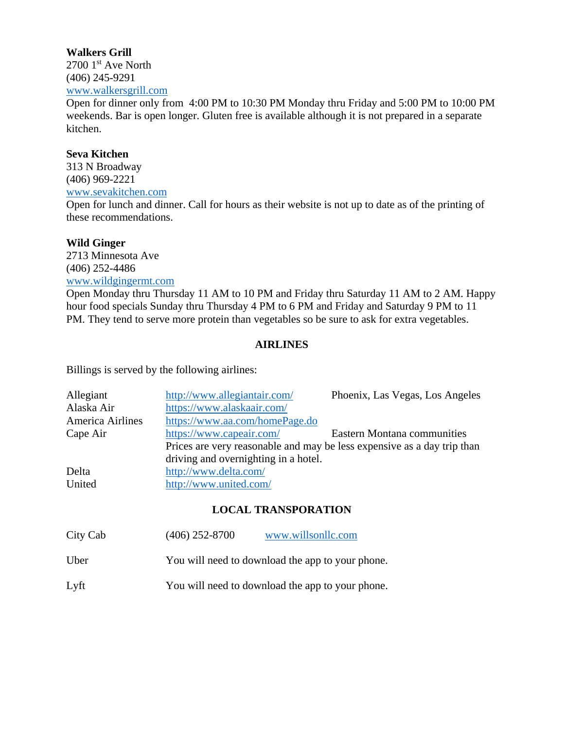**Walkers Grill**
2700 1st Ave North
(406) 245-9291
www.walkersgrill.com
Open for dinner only from 4:00 PM to 10:30 PM Monday thru Friday and 5:00 PM to 10:00 PM weekends. Bar is open longer. Gluten free is available although it is not prepared in a separate kitchen.

**Seva Kitchen**
313 N Broadway
(406) 969-2221
www.sevakitchen.com
Open for lunch and dinner. Call for hours as their website is not up to date as of the printing of these recommendations.

**Wild Ginger**
2713 Minnesota Ave
(406) 252-4486
www.wildgingermt.com
Open Monday thru Thursday 11 AM to 10 PM and Friday thru Saturday 11 AM to 2 AM. Happy hour food specials Sunday thru Thursday 4 PM to 6 PM and Friday and Saturday 9 PM to 11 PM. They tend to serve more protein than vegetables so be sure to ask for extra vegetables.

## AIRLINES

Billings is served by the following airlines:

| Airline | Website | Destinations |
|---|---|---|
| Allegiant | http://www.allegiantair.com/ | Phoenix, Las Vegas, Los Angeles |
| Alaska Air | https://www.alaskaair.com/ | |
| America Airlines | https://www.aa.com/homePage.do | |
| Cape Air | https://www.capeair.com/ | Eastern Montana communities |
| | Prices are very reasonable and may be less expensive as a day trip than driving and overnighting in a hotel. | |
| Delta | http://www.delta.com/ | |
| United | http://www.united.com/ | |

## LOCAL TRANSPORATION

| | | |
|---|---|---|
| City Cab | (406) 252-8700 | www.willsonllc.com |
| Uber | You will need to download the app to your phone. | |
| Lyft | You will need to download the app to your phone. | |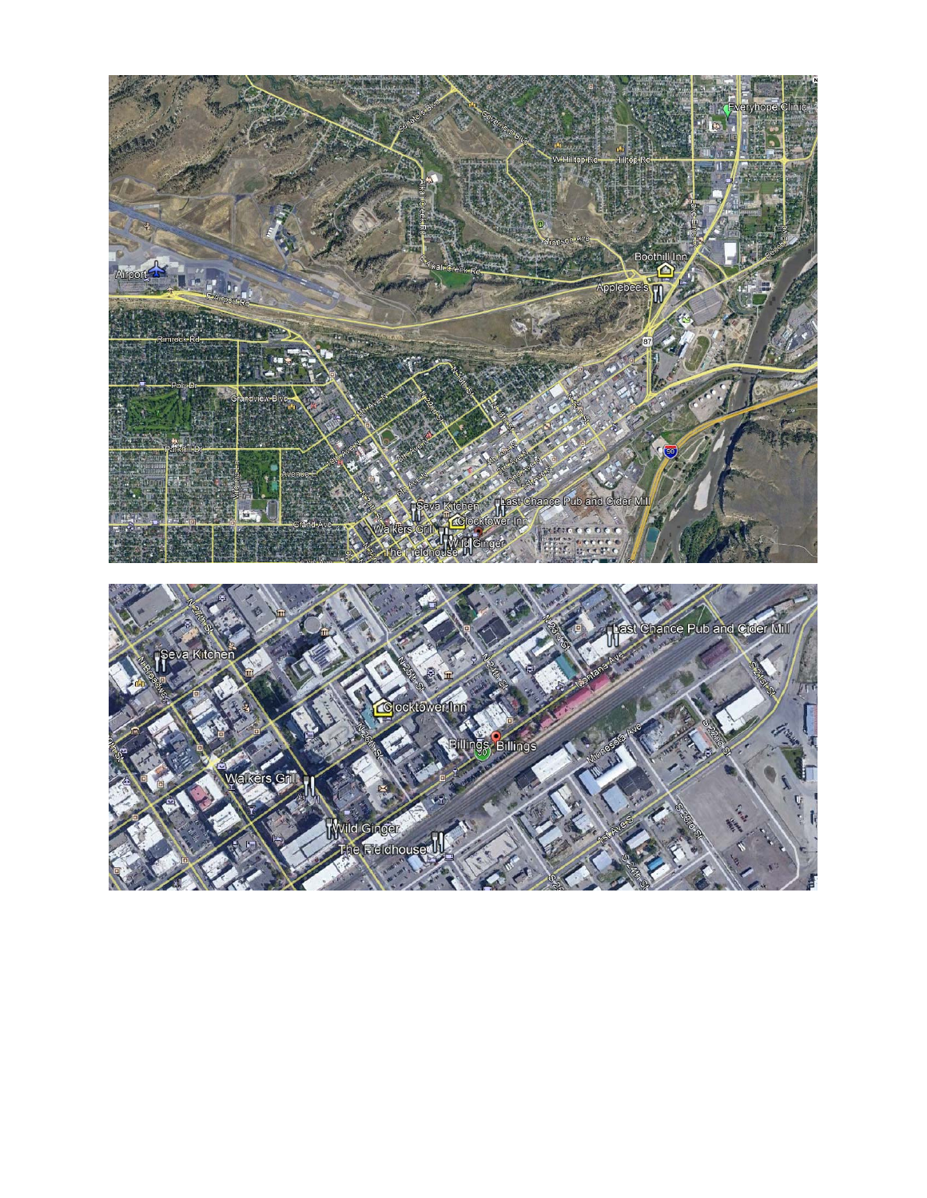Everyhope Clinic

W Hilltop Rd

Hilltop Rd

Airport

Alkali Creek Rd

Aronson Ave

Boothill Inn

Applebee's

87

Rimrock Rd

Poly Dr

Grandview Blvd

Parkhill Dr

Avenue E

Grand Ave

90

Seva Kitchen

Last Chance Pub and Cider Mill

Clocktower Inn

Walkers Grill

Wild Ginger

The Fieldhouse

N 27th St

N Broadway

Seva Kitchen

N 25th St

N 24th St

N 23rd St

Last Chance Pub and Cider Mill

Montana Ave

S 21st St

Clocktower Inn

N 26th St

Billings

Billings

Minnesota Ave

S 22nd St

Walkers Grill

Wild Ginger

The Fieldhouse

1st Ave S

S 24th St

S 23rd St